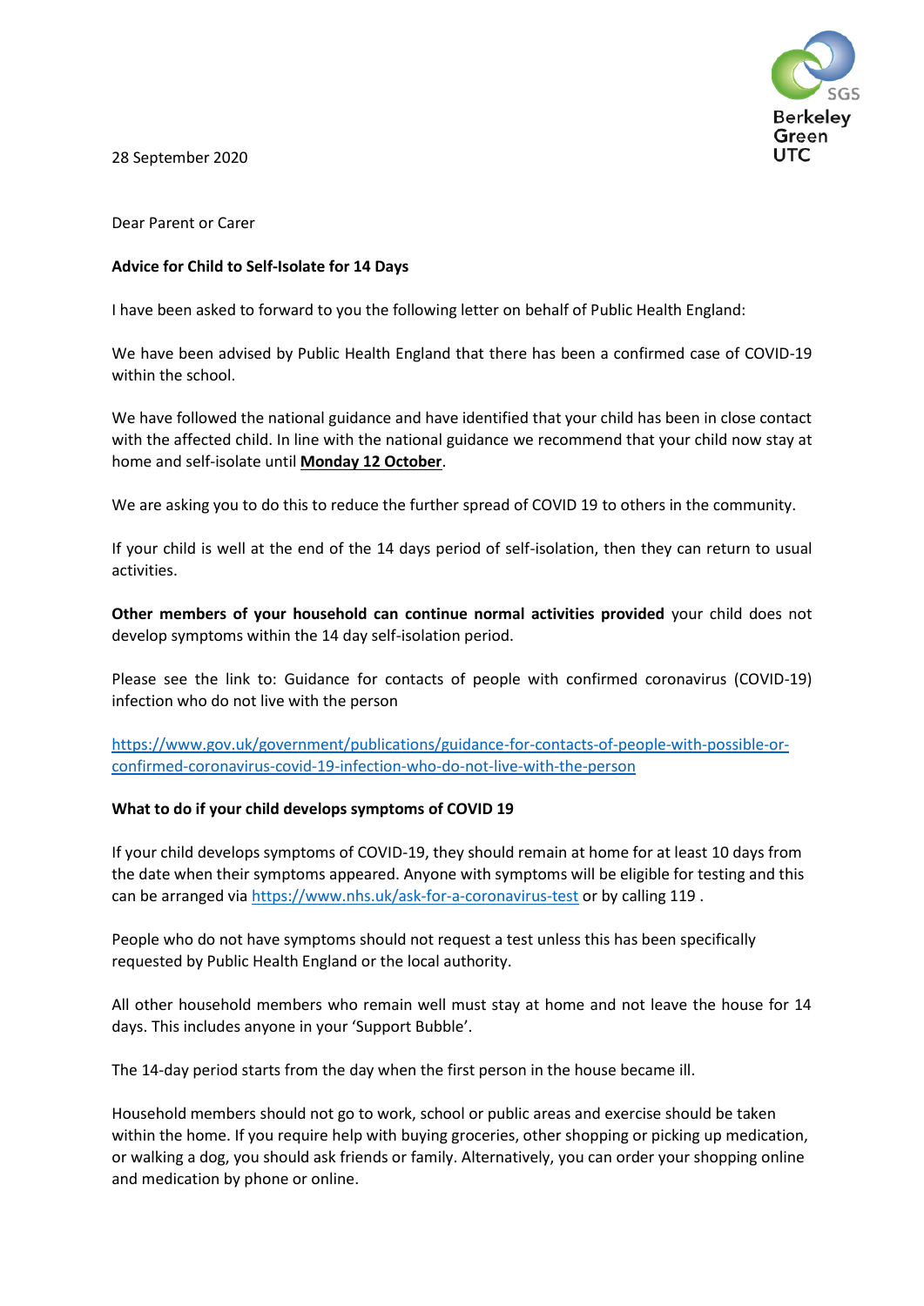SGS Berkeley Green UTC

28 September 2020

Dear Parent or Carer

**Advice for Child to Self-Isolate for 14 Days**

I have been asked to forward to you the following letter on behalf of Public Health England:

We have been advised by Public Health England that there has been a confirmed case of COVID-19 within the school.

We have followed the national guidance and have identified that your child has been in close contact with the affected child. In line with the national guidance we recommend that your child now stay at home and self-isolate until **Monday 12 October**.

We are asking you to do this to reduce the further spread of COVID 19 to others in the community.

If your child is well at the end of the 14 days period of self-isolation, then they can return to usual activities.

**Other members of your household can continue normal activities provided** your child does not develop symptoms within the 14 day self-isolation period.

Please see the link to: Guidance for contacts of people with confirmed coronavirus (COVID-19) infection who do not live with the person

https://www.gov.uk/government/publications/guidance-for-contacts-of-people-with-possible-or-confirmed-coronavirus-covid-19-infection-who-do-not-live-with-the-person

**What to do if your child develops symptoms of COVID 19**

If your child develops symptoms of COVID-19, they should remain at home for at least 10 days from the date when their symptoms appeared. Anyone with symptoms will be eligible for testing and this can be arranged via https://www.nhs.uk/ask-for-a-coronavirus-test or by calling 119 .

People who do not have symptoms should not request a test unless this has been specifically requested by Public Health England or the local authority.

All other household members who remain well must stay at home and not leave the house for 14 days. This includes anyone in your 'Support Bubble'.

The 14-day period starts from the day when the first person in the house became ill.

Household members should not go to work, school or public areas and exercise should be taken within the home. If you require help with buying groceries, other shopping or picking up medication, or walking a dog, you should ask friends or family. Alternatively, you can order your shopping online and medication by phone or online.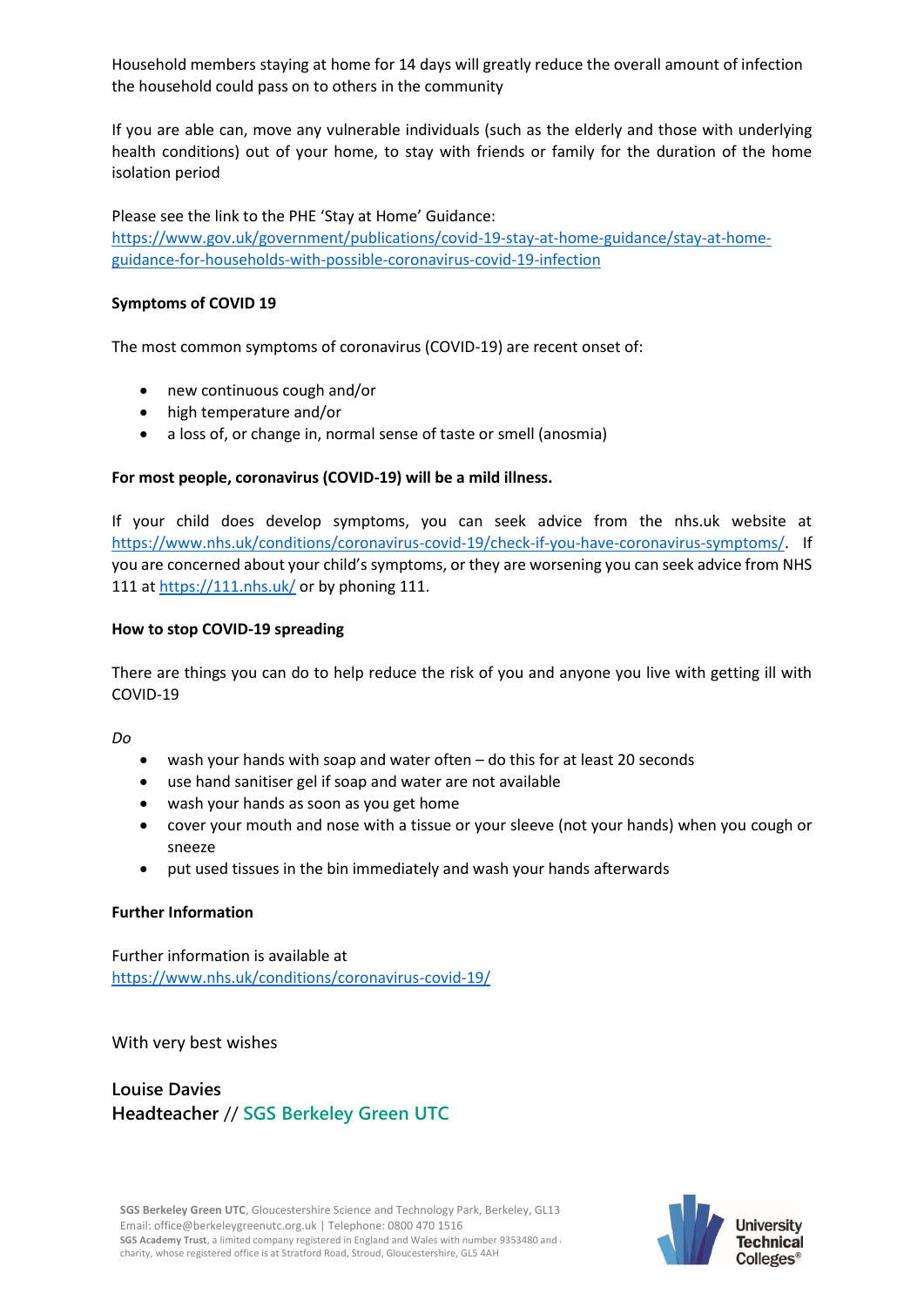Household members staying at home for 14 days will greatly reduce the overall amount of infection the household could pass on to others in the community

If you are able can, move any vulnerable individuals (such as the elderly and those with underlying health conditions) out of your home, to stay with friends or family for the duration of the home isolation period

Please see the link to the PHE 'Stay at Home' Guidance:
https://www.gov.uk/government/publications/covid-19-stay-at-home-guidance/stay-at-home-guidance-for-households-with-possible-coronavirus-covid-19-infection

**Symptoms of COVID 19**

The most common symptoms of coronavirus (COVID-19) are recent onset of:

- new continuous cough and/or
- high temperature and/or
- a loss of, or change in, normal sense of taste or smell (anosmia)

**For most people, coronavirus (COVID-19) will be a mild illness.**

If your child does develop symptoms, you can seek advice from the nhs.uk website at https://www.nhs.uk/conditions/coronavirus-covid-19/check-if-you-have-coronavirus-symptoms/. If you are concerned about your child's symptoms, or they are worsening you can seek advice from NHS 111 at https://111.nhs.uk/ or by phoning 111.

**How to stop COVID-19 spreading**

There are things you can do to help reduce the risk of you and anyone you live with getting ill with COVID-19

*Do*

- wash your hands with soap and water often – do this for at least 20 seconds
- use hand sanitiser gel if soap and water are not available
- wash your hands as soon as you get home
- cover your mouth and nose with a tissue or your sleeve (not your hands) when you cough or sneeze
- put used tissues in the bin immediately and wash your hands afterwards

**Further Information**

Further information is available at
https://www.nhs.uk/conditions/coronavirus-covid-19/

With very best wishes

Louise Davies
Headteacher // SGS Berkeley Green UTC

**SGS Berkeley Green UTC**, Gloucestershire Science and Technology Park, Berkeley, GL13
Email: office@berkeleygreenutc.org.uk | Telephone: 0800 470 1516
**SGS Academy Trust**, a limited company registered in England and Wales with number 9353480 and a charity, whose registered office is at Stratford Road, Stroud, Gloucestershire, GL5 4AH

University Technical Colleges®